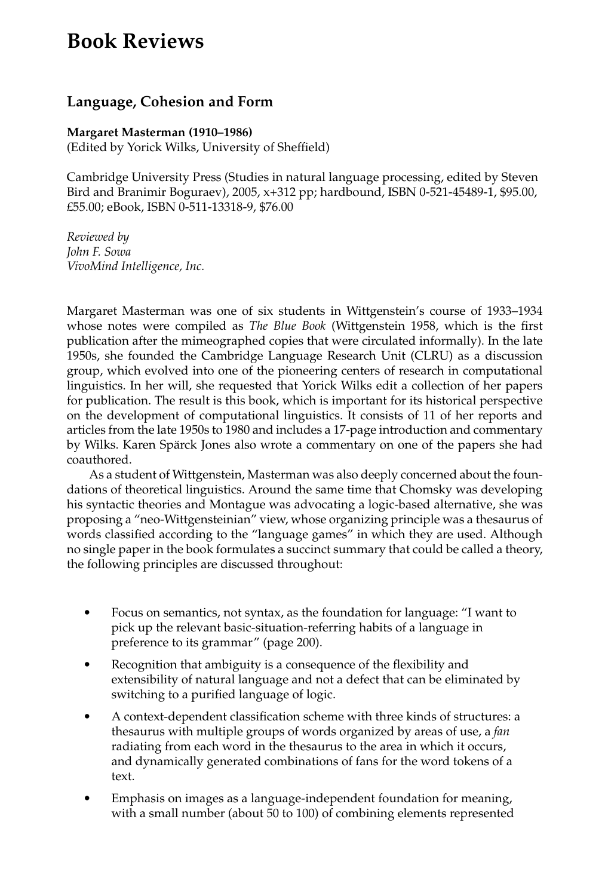# Book Reviews

## Language, Cohesion and Form

**Margaret Masterman (1910–1986)**
(Edited by Yorick Wilks, University of Sheffield)

Cambridge University Press (Studies in natural language processing, edited by Steven Bird and Branimir Boguraev), 2005, x+312 pp; hardbound, ISBN 0-521-45489-1, $95.00, £55.00; eBook, ISBN 0-511-13318-9, $76.00

*Reviewed by*
*John F. Sowa*
*VivoMind Intelligence, Inc.*

Margaret Masterman was one of six students in Wittgenstein's course of 1933–1934 whose notes were compiled as *The Blue Book* (Wittgenstein 1958, which is the first publication after the mimeographed copies that were circulated informally). In the late 1950s, she founded the Cambridge Language Research Unit (CLRU) as a discussion group, which evolved into one of the pioneering centers of research in computational linguistics. In her will, she requested that Yorick Wilks edit a collection of her papers for publication. The result is this book, which is important for its historical perspective on the development of computational linguistics. It consists of 11 of her reports and articles from the late 1950s to 1980 and includes a 17-page introduction and commentary by Wilks. Karen Spärck Jones also wrote a commentary on one of the papers she had coauthored.

As a student of Wittgenstein, Masterman was also deeply concerned about the foundations of theoretical linguistics. Around the same time that Chomsky was developing his syntactic theories and Montague was advocating a logic-based alternative, she was proposing a "neo-Wittgensteinian" view, whose organizing principle was a thesaurus of words classified according to the "language games" in which they are used. Although no single paper in the book formulates a succinct summary that could be called a theory, the following principles are discussed throughout:

- Focus on semantics, not syntax, as the foundation for language: "I want to pick up the relevant basic-situation-referring habits of a language in preference to its grammar" (page 200).
- Recognition that ambiguity is a consequence of the flexibility and extensibility of natural language and not a defect that can be eliminated by switching to a purified language of logic.
- A context-dependent classification scheme with three kinds of structures: a thesaurus with multiple groups of words organized by areas of use, a *fan* radiating from each word in the thesaurus to the area in which it occurs, and dynamically generated combinations of fans for the word tokens of a text.
- Emphasis on images as a language-independent foundation for meaning, with a small number (about 50 to 100) of combining elements represented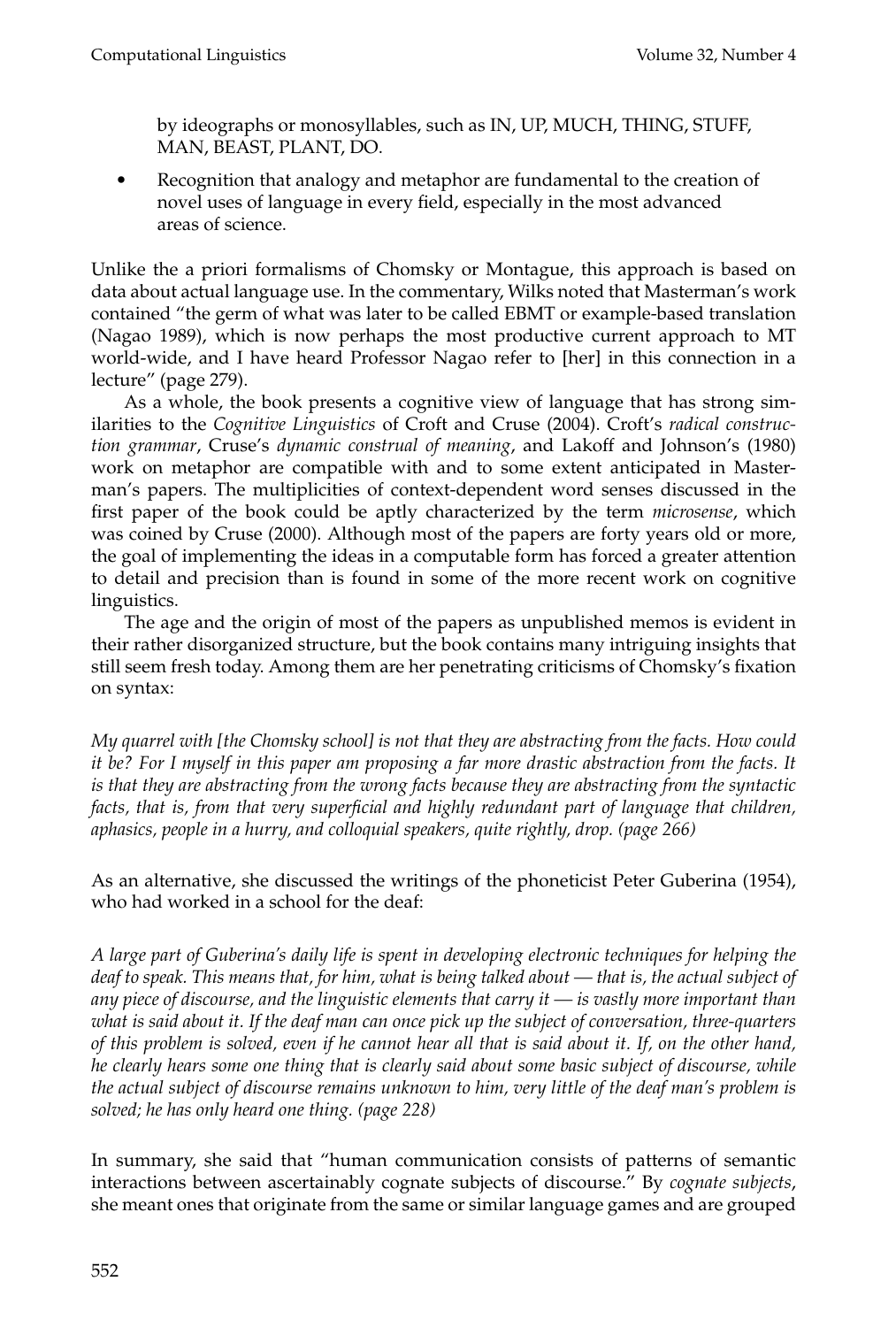by ideographs or monosyllables, such as IN, UP, MUCH, THING, STUFF, MAN, BEAST, PLANT, DO.

- Recognition that analogy and metaphor are fundamental to the creation of novel uses of language in every field, especially in the most advanced areas of science.

Unlike the a priori formalisms of Chomsky or Montague, this approach is based on data about actual language use. In the commentary, Wilks noted that Masterman's work contained "the germ of what was later to be called EBMT or example-based translation (Nagao 1989), which is now perhaps the most productive current approach to MT world-wide, and I have heard Professor Nagao refer to [her] in this connection in a lecture" (page 279).

As a whole, the book presents a cognitive view of language that has strong similarities to the *Cognitive Linguistics* of Croft and Cruse (2004). Croft's *radical construction grammar*, Cruse's *dynamic construal of meaning*, and Lakoff and Johnson's (1980) work on metaphor are compatible with and to some extent anticipated in Masterman's papers. The multiplicities of context-dependent word senses discussed in the first paper of the book could be aptly characterized by the term *microsense*, which was coined by Cruse (2000). Although most of the papers are forty years old or more, the goal of implementing the ideas in a computable form has forced a greater attention to detail and precision than is found in some of the more recent work on cognitive linguistics.

The age and the origin of most of the papers as unpublished memos is evident in their rather disorganized structure, but the book contains many intriguing insights that still seem fresh today. Among them are her penetrating criticisms of Chomsky's fixation on syntax:

*My quarrel with [the Chomsky school] is not that they are abstracting from the facts. How could it be? For I myself in this paper am proposing a far more drastic abstraction from the facts. It is that they are abstracting from the wrong facts because they are abstracting from the syntactic facts, that is, from that very superficial and highly redundant part of language that children, aphasics, people in a hurry, and colloquial speakers, quite rightly, drop. (page 266)*

As an alternative, she discussed the writings of the phoneticist Peter Guberina (1954), who had worked in a school for the deaf:

*A large part of Guberina's daily life is spent in developing electronic techniques for helping the deaf to speak. This means that, for him, what is being talked about — that is, the actual subject of any piece of discourse, and the linguistic elements that carry it — is vastly more important than what is said about it. If the deaf man can once pick up the subject of conversation, three-quarters of this problem is solved, even if he cannot hear all that is said about it. If, on the other hand, he clearly hears some one thing that is clearly said about some basic subject of discourse, while the actual subject of discourse remains unknown to him, very little of the deaf man's problem is solved; he has only heard one thing. (page 228)*

In summary, she said that "human communication consists of patterns of semantic interactions between ascertainably cognate subjects of discourse." By *cognate subjects*, she meant ones that originate from the same or similar language games and are grouped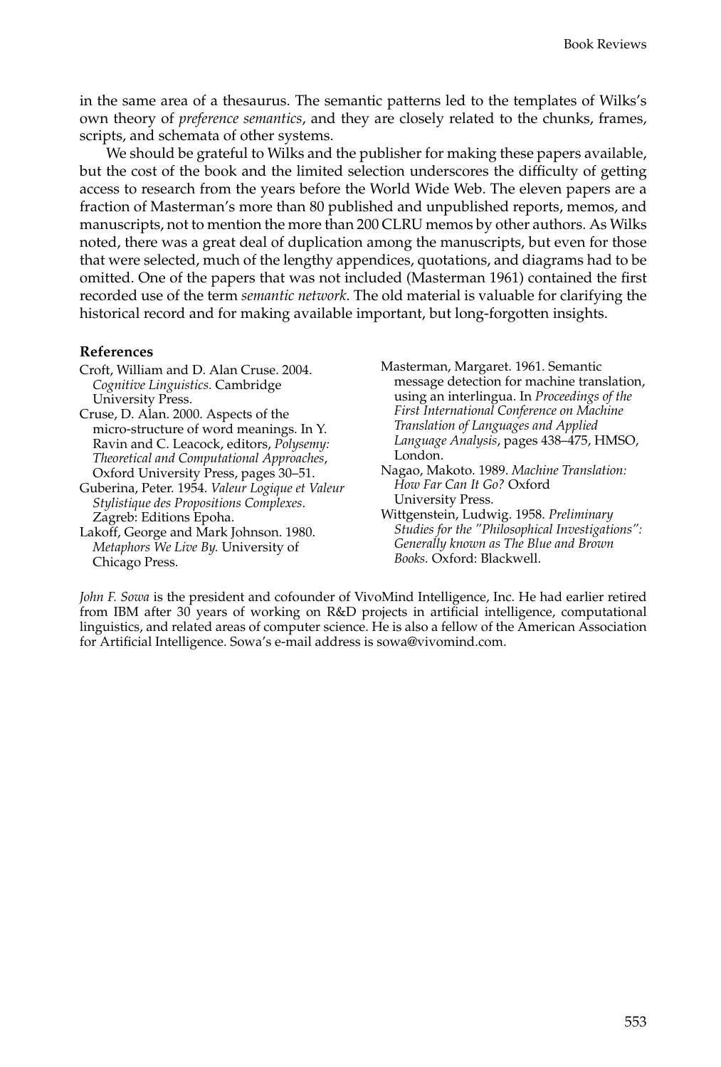in the same area of a thesaurus. The semantic patterns led to the templates of Wilks's own theory of *preference semantics*, and they are closely related to the chunks, frames, scripts, and schemata of other systems.

We should be grateful to Wilks and the publisher for making these papers available, but the cost of the book and the limited selection underscores the difficulty of getting access to research from the years before the World Wide Web. The eleven papers are a fraction of Masterman's more than 80 published and unpublished reports, memos, and manuscripts, not to mention the more than 200 CLRU memos by other authors. As Wilks noted, there was a great deal of duplication among the manuscripts, but even for those that were selected, much of the lengthy appendices, quotations, and diagrams had to be omitted. One of the papers that was not included (Masterman 1961) contained the first recorded use of the term *semantic network*. The old material is valuable for clarifying the historical record and for making available important, but long-forgotten insights.

**References**

Croft, William and D. Alan Cruse. 2004. *Cognitive Linguistics.* Cambridge University Press.

Cruse, D. Alan. 2000. Aspects of the micro-structure of word meanings. In Y. Ravin and C. Leacock, editors, *Polysemy: Theoretical and Computational Approaches*, Oxford University Press, pages 30–51.

Guberina, Peter. 1954. *Valeur Logique et Valeur Stylistique des Propositions Complexes*. Zagreb: Editions Epoha.

Lakoff, George and Mark Johnson. 1980. *Metaphors We Live By.* University of Chicago Press.

Masterman, Margaret. 1961. Semantic message detection for machine translation, using an interlingua. In *Proceedings of the First International Conference on Machine Translation of Languages and Applied Language Analysis*, pages 438–475, HMSO, London.

Nagao, Makoto. 1989. *Machine Translation: How Far Can It Go?* Oxford University Press.

Wittgenstein, Ludwig. 1958. *Preliminary Studies for the "Philosophical Investigations": Generally known as The Blue and Brown Books.* Oxford: Blackwell.

*John F. Sowa* is the president and cofounder of VivoMind Intelligence, Inc. He had earlier retired from IBM after 30 years of working on R&D projects in artificial intelligence, computational linguistics, and related areas of computer science. He is also a fellow of the American Association for Artificial Intelligence. Sowa's e-mail address is sowa@vivomind.com.